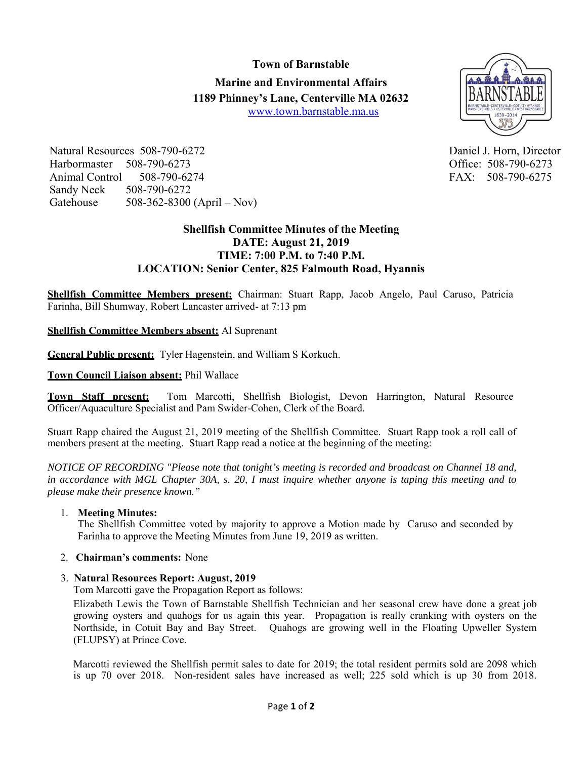**Town of Barnstable**

**Marine and Environmental Affairs**

**1189 Phinney's Lane, Centerville MA 02632**

www.town.barnstable.ma.us

Natural Resources 508-790-6272
Harbormaster 508-790-6273
Animal Control 508-790-6274
Sandy Neck 508-790-6272
Gatehouse 508-362-8300 (April – Nov)

Daniel J. Horn, Director
Office: 508-790-6273
FAX: 508-790-6275

**Shellfish Committee Minutes of the Meeting**
**DATE: August 21, 2019**
**TIME: 7:00 P.M. to 7:40 P.M.**
**LOCATION: Senior Center, 825 Falmouth Road, Hyannis**

**Shellfish Committee Members present:** Chairman: Stuart Rapp, Jacob Angelo, Paul Caruso, Patricia Farinha, Bill Shumway, Robert Lancaster arrived- at 7:13 pm

**Shellfish Committee Members absent:** Al Suprenant

**General Public present:** Tyler Hagenstein, and William S Korkuch.

**Town Council Liaison absent:** Phil Wallace

**Town Staff present:** Tom Marcotti, Shellfish Biologist, Devon Harrington, Natural Resource Officer/Aquaculture Specialist and Pam Swider-Cohen, Clerk of the Board.

Stuart Rapp chaired the August 21, 2019 meeting of the Shellfish Committee. Stuart Rapp took a roll call of members present at the meeting. Stuart Rapp read a notice at the beginning of the meeting:

*NOTICE OF RECORDING "Please note that tonight's meeting is recorded and broadcast on Channel 18 and, in accordance with MGL Chapter 30A, s. 20, I must inquire whether anyone is taping this meeting and to please make their presence known."*

1. **Meeting Minutes:**
   The Shellfish Committee voted by majority to approve a Motion made by Caruso and seconded by Farinha to approve the Meeting Minutes from June 19, 2019 as written.

2. **Chairman's comments:** None

3. **Natural Resources Report: August, 2019**
   Tom Marcotti gave the Propagation Report as follows:
   Elizabeth Lewis the Town of Barnstable Shellfish Technician and her seasonal crew have done a great job growing oysters and quahogs for us again this year. Propagation is really cranking with oysters on the Northside, in Cotuit Bay and Bay Street. Quahogs are growing well in the Floating Upweller System (FLUPSY) at Prince Cove.

   Marcotti reviewed the Shellfish permit sales to date for 2019; the total resident permits sold are 2098 which is up 70 over 2018. Non-resident sales have increased as well; 225 sold which is up 30 from 2018.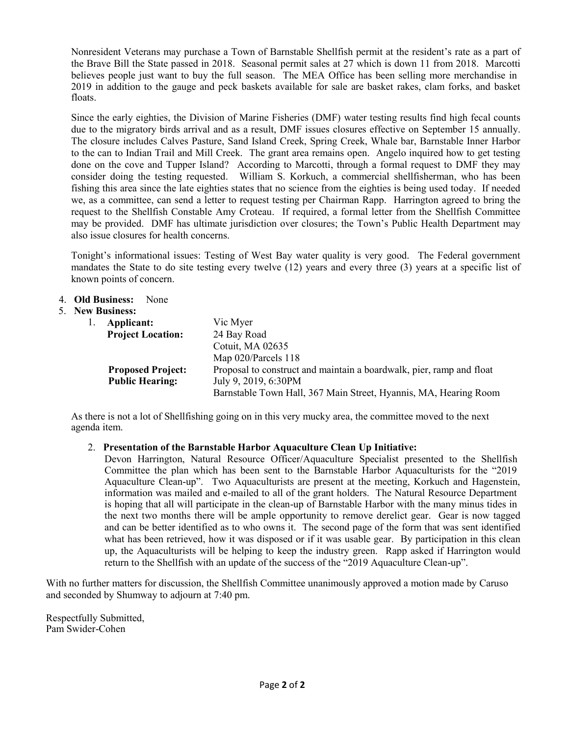Nonresident Veterans may purchase a Town of Barnstable Shellfish permit at the resident's rate as a part of the Brave Bill the State passed in 2018. Seasonal permit sales at 27 which is down 11 from 2018. Marcotti believes people just want to buy the full season. The MEA Office has been selling more merchandise in 2019 in addition to the gauge and peck baskets available for sale are basket rakes, clam forks, and basket floats.

Since the early eighties, the Division of Marine Fisheries (DMF) water testing results find high fecal counts due to the migratory birds arrival and as a result, DMF issues closures effective on September 15 annually. The closure includes Calves Pasture, Sand Island Creek, Spring Creek, Whale bar, Barnstable Inner Harbor to the can to Indian Trail and Mill Creek. The grant area remains open. Angelo inquired how to get testing done on the cove and Tupper Island? According to Marcotti, through a formal request to DMF they may consider doing the testing requested. William S. Korkuch, a commercial shellfisherman, who has been fishing this area since the late eighties states that no science from the eighties is being used today. If needed we, as a committee, can send a letter to request testing per Chairman Rapp. Harrington agreed to bring the request to the Shellfish Constable Amy Croteau. If required, a formal letter from the Shellfish Committee may be provided. DMF has ultimate jurisdiction over closures; the Town's Public Health Department may also issue closures for health concerns.

Tonight's informational issues: Testing of West Bay water quality is very good. The Federal government mandates the State to do site testing every twelve (12) years and every three (3) years at a specific list of known points of concern.

4. **Old Business:** None
5. **New Business:**
   1. **Applicant:** Vic Myer
      **Project Location:** 24 Bay Road
      Cotuit, MA 02635
      Map 020/Parcels 118
      **Proposed Project:** Proposal to construct and maintain a boardwalk, pier, ramp and float
      **Public Hearing:** July 9, 2019, 6:30PM
      Barnstable Town Hall, 367 Main Street, Hyannis, MA, Hearing Room

   As there is not a lot of Shellfishing going on in this very mucky area, the committee moved to the next agenda item.

   2. **Presentation of the Barnstable Harbor Aquaculture Clean Up Initiative:**
      Devon Harrington, Natural Resource Officer/Aquaculture Specialist presented to the Shellfish Committee the plan which has been sent to the Barnstable Harbor Aquaculturists for the "2019 Aquaculture Clean-up". Two Aquaculturists are present at the meeting, Korkuch and Hagenstein, information was mailed and e-mailed to all of the grant holders. The Natural Resource Department is hoping that all will participate in the clean-up of Barnstable Harbor with the many minus tides in the next two months there will be ample opportunity to remove derelict gear. Gear is now tagged and can be better identified as to who owns it. The second page of the form that was sent identified what has been retrieved, how it was disposed or if it was usable gear. By participation in this clean up, the Aquaculturists will be helping to keep the industry green. Rapp asked if Harrington would return to the Shellfish with an update of the success of the "2019 Aquaculture Clean-up".

With no further matters for discussion, the Shellfish Committee unanimously approved a motion made by Caruso and seconded by Shumway to adjourn at 7:40 pm.

Respectfully Submitted,
Pam Swider-Cohen